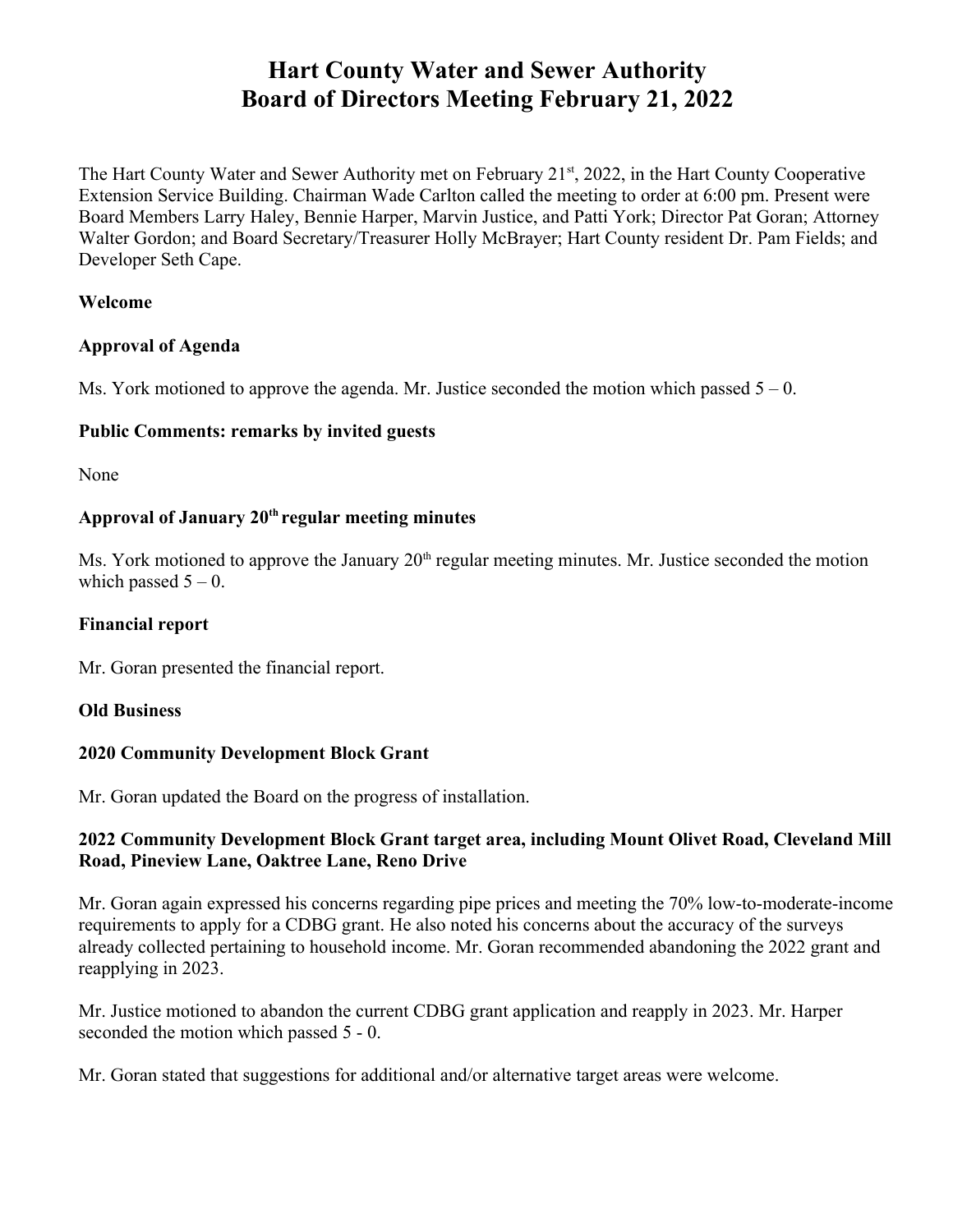# Hart County Water and Sewer Authority
# Board of Directors Meeting February 21, 2022

The Hart County Water and Sewer Authority met on February 21st, 2022, in the Hart County Cooperative Extension Service Building. Chairman Wade Carlton called the meeting to order at 6:00 pm. Present were Board Members Larry Haley, Bennie Harper, Marvin Justice, and Patti York; Director Pat Goran; Attorney Walter Gordon; and Board Secretary/Treasurer Holly McBrayer; Hart County resident Dr. Pam Fields; and Developer Seth Cape.

**Welcome**

**Approval of Agenda**

Ms. York motioned to approve the agenda. Mr. Justice seconded the motion which passed 5 – 0.

**Public Comments: remarks by invited guests**

None

**Approval of January 20th regular meeting minutes**

Ms. York motioned to approve the January 20th regular meeting minutes. Mr. Justice seconded the motion which passed 5 – 0.

**Financial report**

Mr. Goran presented the financial report.

**Old Business**

**2020 Community Development Block Grant**

Mr. Goran updated the Board on the progress of installation.

**2022 Community Development Block Grant target area, including Mount Olivet Road, Cleveland Mill Road, Pineview Lane, Oaktree Lane, Reno Drive**

Mr. Goran again expressed his concerns regarding pipe prices and meeting the 70% low-to-moderate-income requirements to apply for a CDBG grant. He also noted his concerns about the accuracy of the surveys already collected pertaining to household income. Mr. Goran recommended abandoning the 2022 grant and reapplying in 2023.

Mr. Justice motioned to abandon the current CDBG grant application and reapply in 2023. Mr. Harper seconded the motion which passed 5 - 0.

Mr. Goran stated that suggestions for additional and/or alternative target areas were welcome.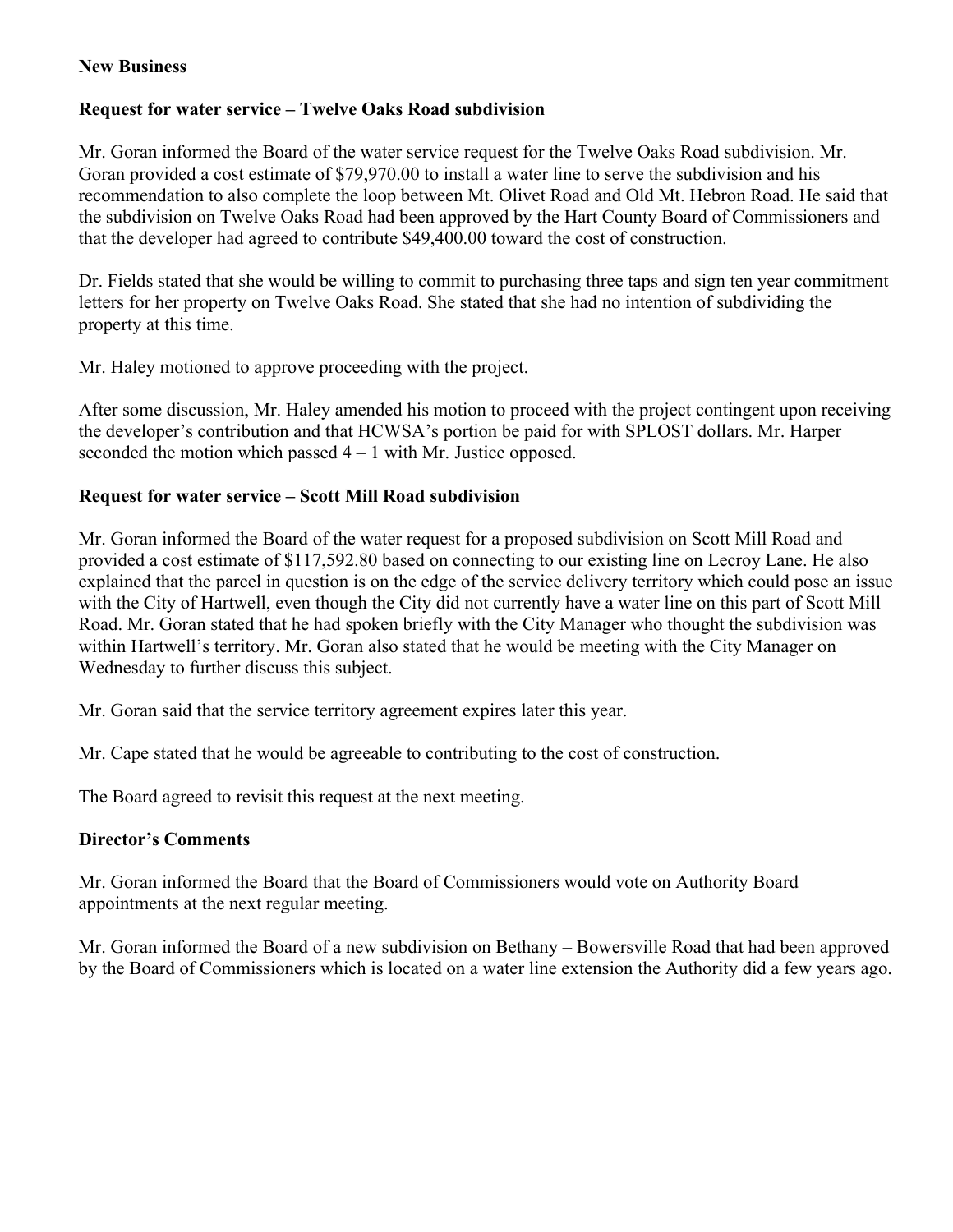**New Business**

**Request for water service – Twelve Oaks Road subdivision**

Mr. Goran informed the Board of the water service request for the Twelve Oaks Road subdivision. Mr. Goran provided a cost estimate of $79,970.00 to install a water line to serve the subdivision and his recommendation to also complete the loop between Mt. Olivet Road and Old Mt. Hebron Road. He said that the subdivision on Twelve Oaks Road had been approved by the Hart County Board of Commissioners and that the developer had agreed to contribute $49,400.00 toward the cost of construction.

Dr. Fields stated that she would be willing to commit to purchasing three taps and sign ten year commitment letters for her property on Twelve Oaks Road. She stated that she had no intention of subdividing the property at this time.

Mr. Haley motioned to approve proceeding with the project.

After some discussion, Mr. Haley amended his motion to proceed with the project contingent upon receiving the developer's contribution and that HCWSA's portion be paid for with SPLOST dollars. Mr. Harper seconded the motion which passed 4 – 1 with Mr. Justice opposed.

**Request for water service – Scott Mill Road subdivision**

Mr. Goran informed the Board of the water request for a proposed subdivision on Scott Mill Road and provided a cost estimate of $117,592.80 based on connecting to our existing line on Lecroy Lane. He also explained that the parcel in question is on the edge of the service delivery territory which could pose an issue with the City of Hartwell, even though the City did not currently have a water line on this part of Scott Mill Road. Mr. Goran stated that he had spoken briefly with the City Manager who thought the subdivision was within Hartwell's territory. Mr. Goran also stated that he would be meeting with the City Manager on Wednesday to further discuss this subject.

Mr. Goran said that the service territory agreement expires later this year.

Mr. Cape stated that he would be agreeable to contributing to the cost of construction.

The Board agreed to revisit this request at the next meeting.

**Director's Comments**

Mr. Goran informed the Board that the Board of Commissioners would vote on Authority Board appointments at the next regular meeting.

Mr. Goran informed the Board of a new subdivision on Bethany – Bowersville Road that had been approved by the Board of Commissioners which is located on a water line extension the Authority did a few years ago.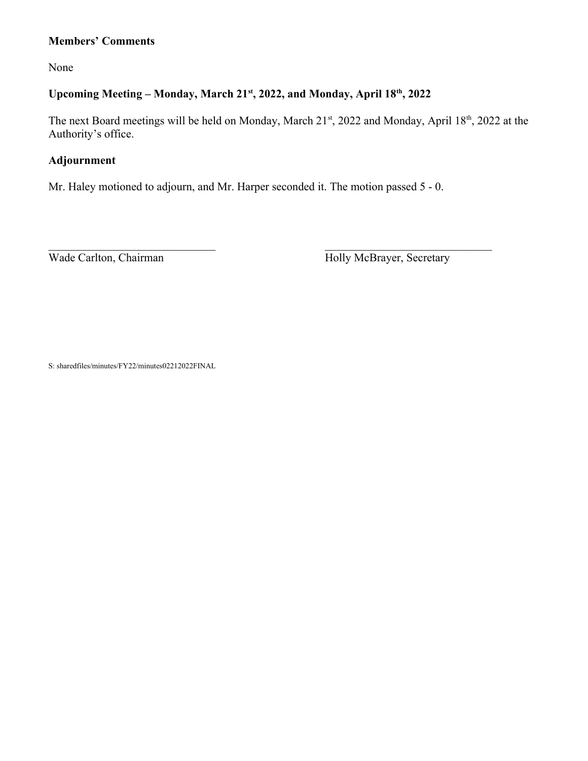**Members' Comments**

None

**Upcoming Meeting – Monday, March 21st, 2022, and Monday, April 18th, 2022**

The next Board meetings will be held on Monday, March 21st, 2022 and Monday, April 18th, 2022 at the Authority's office.

**Adjournment**

Mr. Haley motioned to adjourn, and Mr. Harper seconded it. The motion passed 5 - 0.

_____________________________ _____________________________

Wade Carlton, Chairman Holly McBrayer, Secretary

S: sharedfiles/minutes/FY22/minutes02212022FINAL